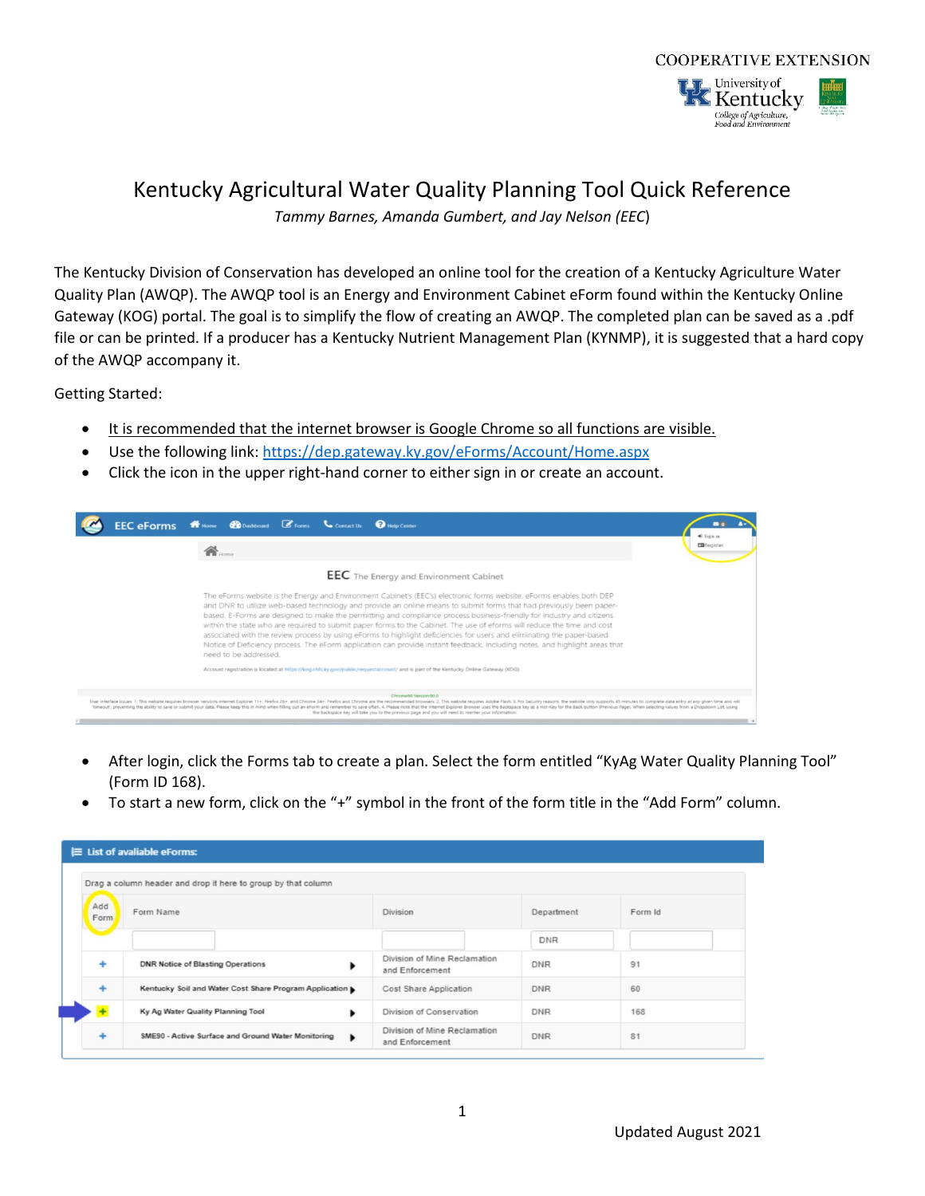COOPERATIVE EXTENSION

# Kentucky Agricultural Water Quality Planning Tool Quick Reference

*Tammy Barnes, Amanda Gumbert, and Jay Nelson (EEC)*

The Kentucky Division of Conservation has developed an online tool for the creation of a Kentucky Agriculture Water Quality Plan (AWQP). The AWQP tool is an Energy and Environment Cabinet eForm found within the Kentucky Online Gateway (KOG) portal. The goal is to simplify the flow of creating an AWQP. The completed plan can be saved as a .pdf file or can be printed. If a producer has a Kentucky Nutrient Management Plan (KYNMP), it is suggested that a hard copy of the AWQP accompany it.

Getting Started:

- It is recommended that the internet browser is Google Chrome so all functions are visible.
- Use the following link: https://dep.gateway.ky.gov/eForms/Account/Home.aspx
- Click the icon in the upper right-hand corner to either sign in or create an account.

- After login, click the Forms tab to create a plan. Select the form entitled "KyAg Water Quality Planning Tool" (Form ID 168).
- To start a new form, click on the "+" symbol in the front of the form title in the "Add Form" column.

| Add Form | Form Name | Division | Department | Form Id |
|---|---|---|---|---|
| + | DNR Notice of Blasting Operations | Division of Mine Reclamation and Enforcement | DNR | 91 |
| + | Kentucky Soil and Water Cost Share Program Application | Cost Share Application | DNR | 60 |
| + | Ky Ag Water Quality Planning Tool | Division of Conservation | DNR | 168 |
| + | SME90 - Active Surface and Ground Water Monitoring | Division of Mine Reclamation and Enforcement | DNR | 81 |

Updated August 2021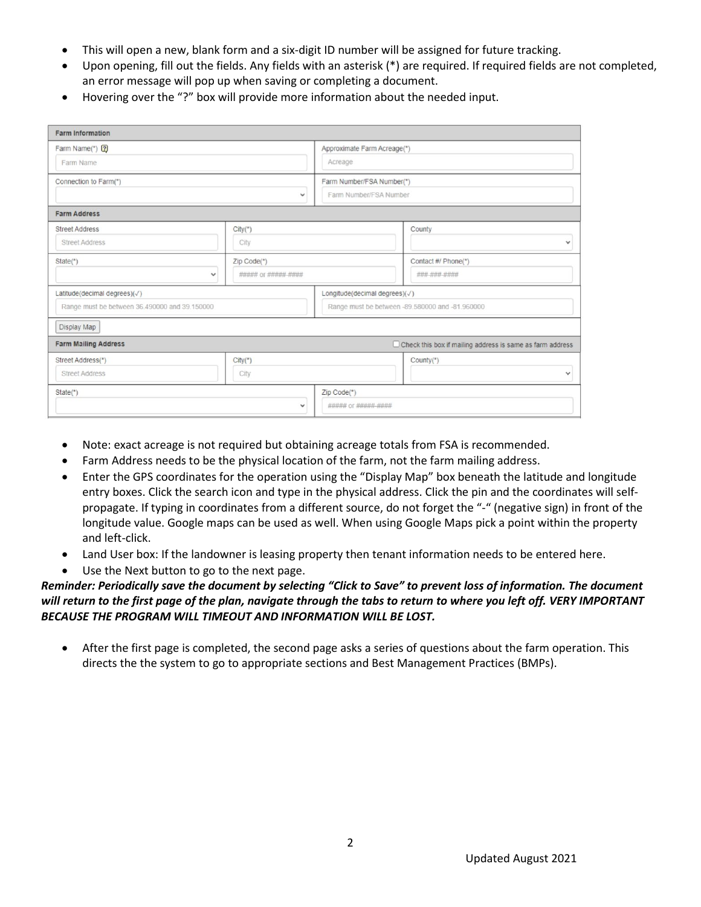- This will open a new, blank form and a six-digit ID number will be assigned for future tracking.
- Upon opening, fill out the fields. Any fields with an asterisk (*) are required. If required fields are not completed, an error message will pop up when saving or completing a document.
- Hovering over the "?" box will provide more information about the needed input.

| Farm Information | | | |
|---|---|---|---|
| Farm Name(*) ? <br> Farm Name | | Approximate Farm Acreage(*) <br> Acreage | |
| Connection to Farm(*) | | Farm Number/FSA Number(*) <br> Farm Number/FSA Number | |
| **Farm Address** | | | |
| Street Address <br> Street Address | City(*) <br> City | | County |
| State(*) | Zip Code(*) <br> ##### or #####-#### | | Contact #/ Phone(*) <br> ###-###-#### |
| Latitude(decimal degrees)(√) <br> Range must be between 36.490000 and 39.150000 | | Longitude(decimal degrees)(√) <br> Range must be between -89.580000 and -81.960000 | |
| Display Map | | | |
| **Farm Mailing Address** | | ☐ Check this box if mailing address is same as farm address | |
| Street Address(*) <br> Street Address | City(*) <br> City | | County(*) |
| State(*) | | Zip Code(*) <br> ##### or #####-#### | |

- Note: exact acreage is not required but obtaining acreage totals from FSA is recommended.
- Farm Address needs to be the physical location of the farm, not the farm mailing address.
- Enter the GPS coordinates for the operation using the "Display Map" box beneath the latitude and longitude entry boxes. Click the search icon and type in the physical address. Click the pin and the coordinates will self-propagate. If typing in coordinates from a different source, do not forget the "-" (negative sign) in front of the longitude value. Google maps can be used as well. When using Google Maps pick a point within the property and left-click.
- Land User box: If the landowner is leasing property then tenant information needs to be entered here.
- Use the Next button to go to the next page.

***Reminder: Periodically save the document by selecting "Click to Save" to prevent loss of information. The document will return to the first page of the plan, navigate through the tabs to return to where you left off. VERY IMPORTANT BECAUSE THE PROGRAM WILL TIMEOUT AND INFORMATION WILL BE LOST.***

- After the first page is completed, the second page asks a series of questions about the farm operation. This directs the the system to go to appropriate sections and Best Management Practices (BMPs).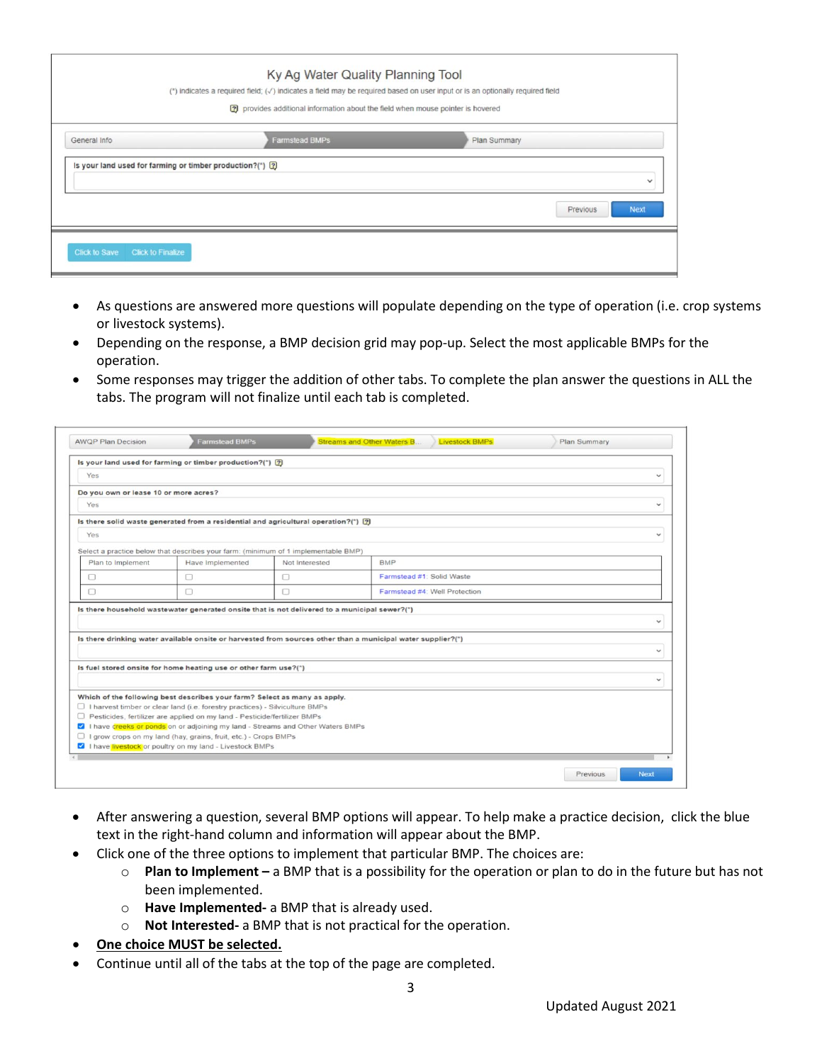Ky Ag Water Quality Planning Tool

(*) indicates a required field; (✓) indicates a field may be required based on user input or is an optionally required field

provides additional information about the field when mouse pointer is hovered

General Info | Farmstead BMPs | Plan Summary

Is your land used for farming or timber production?(*)

Previous | Next

Click to Save | Click to Finalize

- As questions are answered more questions will populate depending on the type of operation (i.e. crop systems or livestock systems).
- Depending on the response, a BMP decision grid may pop-up. Select the most applicable BMPs for the operation.
- Some responses may trigger the addition of other tabs. To complete the plan answer the questions in ALL the tabs. The program will not finalize until each tab is completed.

AWQP Plan Decision | Farmstead BMPs | Streams and Other Waters B... | Livestock BMPs | Plan Summary

Is your land used for farming or timber production?(*)
Yes

Do you own or lease 10 or more acres?
Yes

Is there solid waste generated from a residential and agricultural operation?(*)
Yes

Select a practice below that describes your farm: (minimum of 1 implementable BMP)

| Plan to Implement | Have Implemented | Not Interested | BMP |
| --- | --- | --- | --- |
| ☐ | ☐ | ☐ | Farmstead #1: Solid Waste |
| ☐ | ☐ | ☐ | Farmstead #4: Well Protection |

Is there household wastewater generated onsite that is not delivered to a municipal sewer?(*)

Is there drinking water available onsite or harvested from sources other than a municipal water supplier?(*)

Is fuel stored onsite for home heating use or other farm use?(*)

Which of the following best describes your farm? Select as many as apply.

- ☐ I harvest timber or clear land (i.e. forestry practices) - Silviculture BMPs
- ☐ Pesticides, fertilizer are applied on my land - Pesticide/fertilizer BMPs
- ☑ I have creeks or ponds on or adjoining my land - Streams and Other Waters BMPs
- ☐ I grow crops on my land (hay, grains, fruit, etc.) - Crops BMPs
- ☑ I have livestock or poultry on my land - Livestock BMPs

Previous | Next

- After answering a question, several BMP options will appear. To help make a practice decision, click the blue text in the right-hand column and information will appear about the BMP.
- Click one of the three options to implement that particular BMP. The choices are:
  - **Plan to Implement –** a BMP that is a possibility for the operation or plan to do in the future but has not been implemented.
  - **Have Implemented-** a BMP that is already used.
  - **Not Interested-** a BMP that is not practical for the operation.
- **One choice MUST be selected.**
- Continue until all of the tabs at the top of the page are completed.

Updated August 2021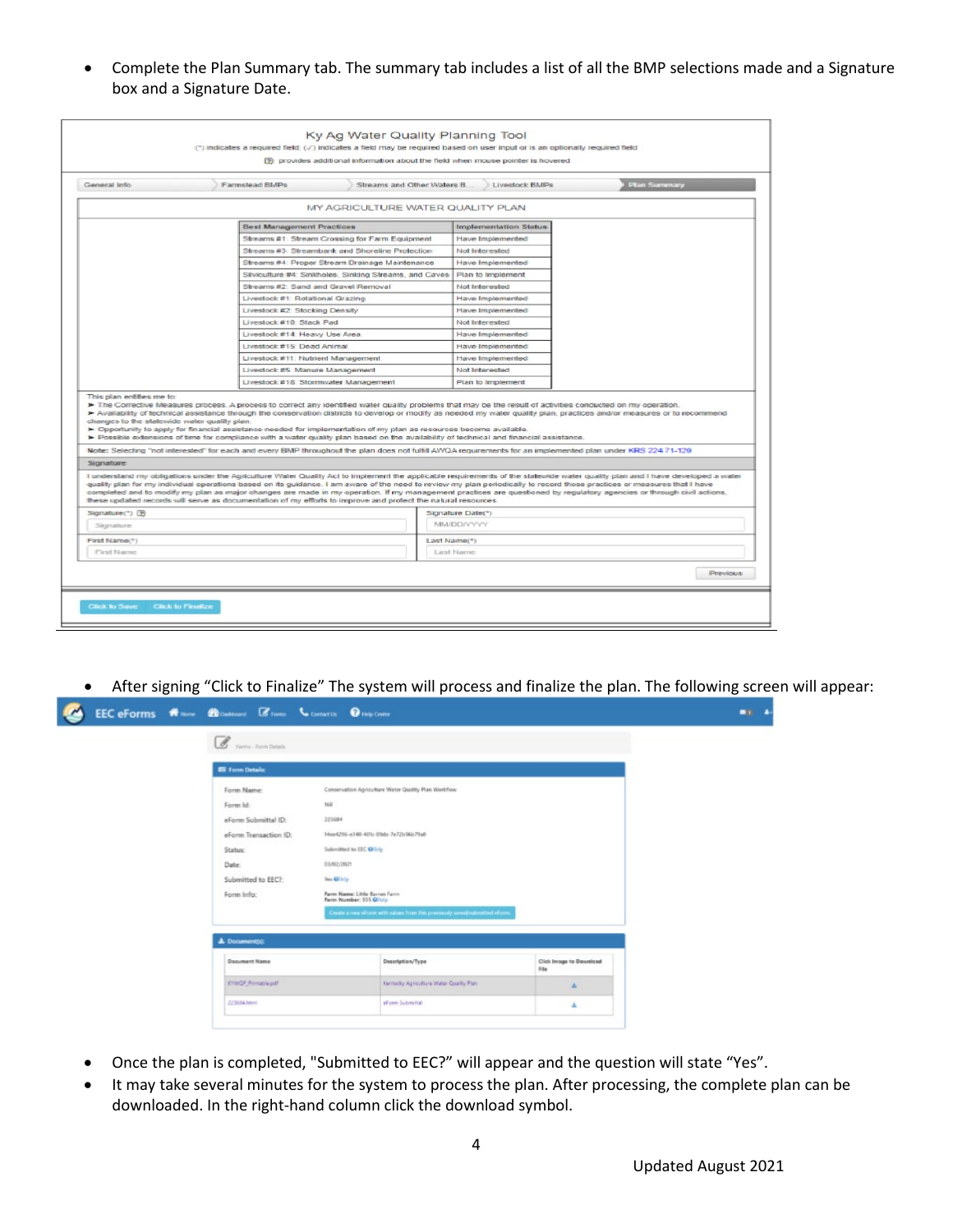- Complete the Plan Summary tab. The summary tab includes a list of all the BMP selections made and a Signature box and a Signature Date.

Ky Ag Water Quality Planning Tool

(*) indicates a required field; (✓) indicates a field may be required based on user input or is an optionally required field

provides additional information about the field when mouse pointer is hovered

General Info | Farmstead BMPs | Streams and Other Waters B... | Livestock BMPs | Plan Summary

MY AGRICULTURE WATER QUALITY PLAN

| Best Management Practices | Implementation Status |
|---|---|
| Streams #1: Stream Crossing for Farm Equipment | Have Implemented |
| Streams #3: Streambank and Shoreline Protection | Not Interested |
| Streams #4: Proper Stream Drainage Maintenance | Have Implemented |
| Silviculture #4: Sinkholes, Sinking Streams, and Caves | Plan to Implement |
| Streams #2: Sand and Gravel Removal | Not Interested |
| Livestock #1: Rotational Grazing | Have Implemented |
| Livestock #2: Stocking Density | Have Implemented |
| Livestock #10: Stack Pad | Not Interested |
| Livestock #14: Heavy Use Area | Have Implemented |
| Livestock #15: Dead Animal | Have Implemented |
| Livestock #11: Nutrient Management | Have Implemented |
| Livestock #5: Manure Management | Not Interested |
| Livestock #16: Stormwater Management | Plan to Implement |

This plan entitles me to:

- The Corrective Measures process. A process to correct any identified water quality problems that may be the result of activities conducted on my operation.
- Availability of technical assistance through the conservation districts to develop or modify as needed my water quality plan, practices and/or measures or to recommend changes to the statewide water quality plan.
- Opportunity to apply for financial assistance needed for implementation of my plan as resources become available.
- Possible extensions of time for compliance with a water quality plan based on the availability of technical and financial assistance.

Note: Selecting "not interested" for each and every BMP throughout the plan does not fulfill AWQA requirements for an implemented plan under KRS 224.71-120

Signature

I understand my obligations under the Agriculture Water Quality Act to implement the applicable requirements of the statewide water quality plan and I have developed a water quality plan for my individual operations based on its guidance. I am aware of the need to review my plan periodically to record those practices or measures that I have completed and to modify my plan as major changes are made in my operation. If my management practices are questioned by regulatory agencies or through civil actions, these updated records will serve as documentation of my efforts to improve and protect the natural resources.

Signature(*): Signature | Signature Date(*): MM/DD/YYYY

First Name(*): First Name | Last Name(*): Last Name

Previous

Click to Save | Click to Finalize

- After signing "Click to Finalize" The system will process and finalize the plan. The following screen will appear:

EEC eForms — Home | Dashboard | Forms | Contact Us | Help Centre

Forms - Form Details

**Form Details**

| | |
|---|---|
| Form Name: | Conservation Agriculture Water Quality Plan Workflow |
| Form Id: | 168 |
| eForm Submittal ID: | 223684 |
| eForm Transaction ID: | 14ee4296-e348-40fc-89da-7e72b96b79a8 |
| Status: | Submitted to EEC Help |
| Date: | 03/02/2021 |
| Submitted to EEC?: | Yes Help |
| Form Info: | Farm Name: Little Barren Farm<br>Farm Number: 555 Help |

Create a new eForm with values from this previously saved/submitted eForm.

**Document(s)**

| Document Name | Description/Type | Click Image to Download File |
|---|---|---|
| KYWQP_Printable.pdf | Kentucky Agriculture Water Quality Plan | ⬇ |
| 223684.html | eForm Submittal | ⬇ |

- Once the plan is completed, "Submitted to EEC?" will appear and the question will state "Yes".
- It may take several minutes for the system to process the plan. After processing, the complete plan can be downloaded. In the right-hand column click the download symbol.

Updated August 2021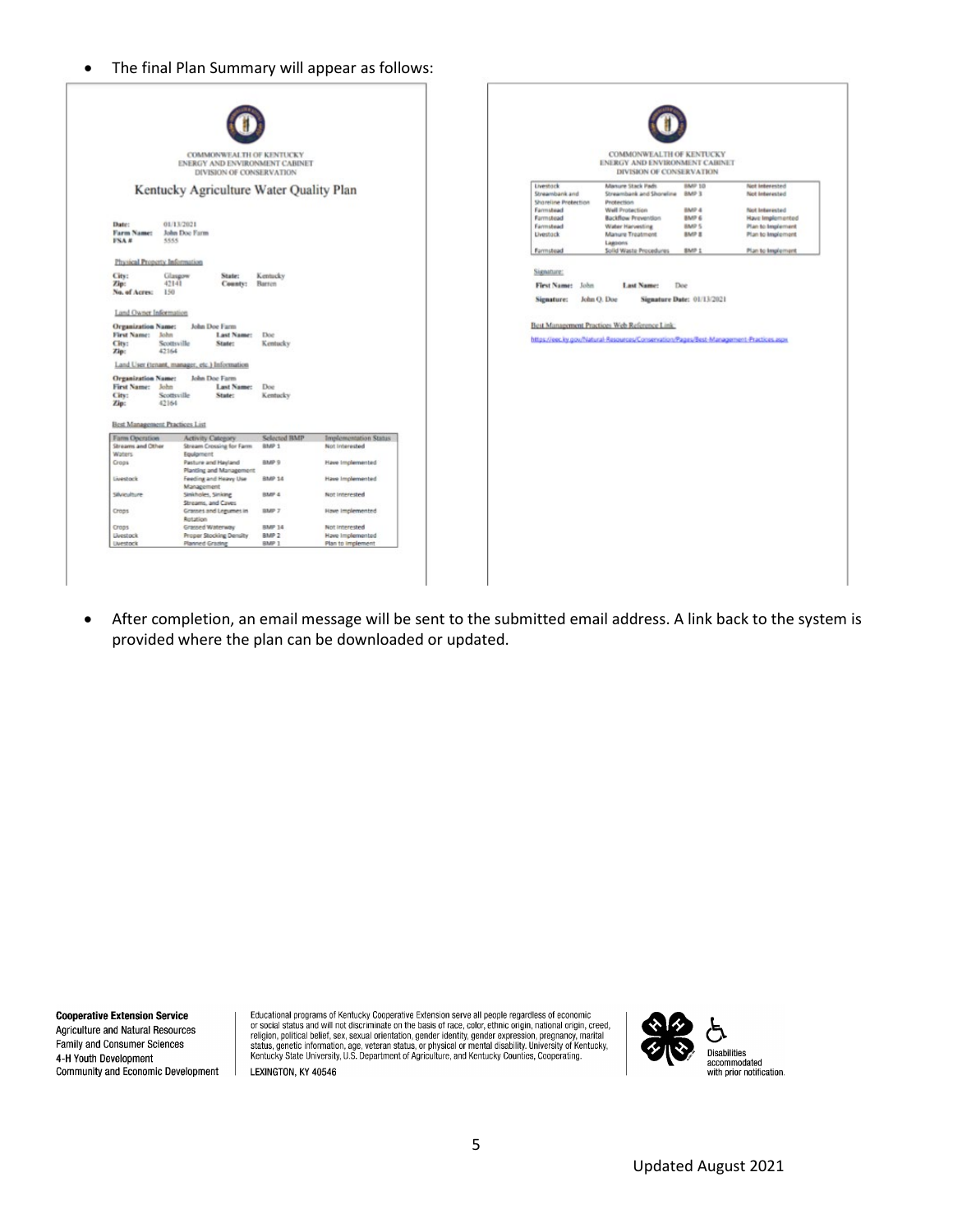- The final Plan Summary will appear as follows:

COMMONWEALTH OF KENTUCKY
ENERGY AND ENVIRONMENT CABINET
DIVISION OF CONSERVATION

Kentucky Agriculture Water Quality Plan

**Date:** 01/13/2021
**Farm Name:** John Doe Farm
**FSA #** 5555

Physical Property Information

**City:** Glasgow **State:** Kentucky
**Zip:** 42141 **County:** Barren
**No. of Acres:** 150

Land Owner Information

**Organization Name:** John Doe Farm
**First Name:** John **Last Name:** Doe
**City:** Scottsville **State:** Kentucky
**Zip:** 42164

Land User (tenant, manager, etc.) Information

**Organization Name:** John Doe Farm
**First Name:** John **Last Name:** Doe
**City:** Scottsville **State:** Kentucky
**Zip:** 42164

Best Management Practices List

| Farm Operation | Activity Category | Selected BMP | Implementation Status |
|---|---|---|---|
| Streams and Other Waters | Stream Crossing for Farm Equipment | BMP 1 | Not Interested |
| Crops | Pasture and Hayland Planting and Management | BMP 9 | Have Implemented |
| Livestock | Feeding and Heavy Use Management | BMP 14 | Have Implemented |
| Silviculture | Sinkholes, Sinking Streams, and Caves | BMP 4 | Not Interested |
| Crops | Grasses and Legumes in Rotation | BMP 7 | Have Implemented |
| Crops | Grassed Waterway | BMP 14 | Not Interested |
| Livestock | Proper Stocking Density | BMP 2 | Have Implemented |
| Livestock | Planned Grazing | BMP 1 | Plan to Implement |
| Livestock | Manure Stack Pads | BMP 10 | Not Interested |
| Streambank and Shoreline Protection | Streambank and Shoreline Protection | BMP 3 | Not Interested |
| Farmstead | Well Protection | BMP 4 | Not Interested |
| Farmstead | Backflow Prevention | BMP 6 | Have Implemented |
| Farmstead | Water Harvesting | BMP 5 | Plan to Implement |
| Livestock | Manure Treatment Lagoons | BMP 8 | Plan to Implement |
| Farmstead | Solid Waste Procedures | BMP 1 | Plan to Implement |

Signature:

**First Name:** John **Last Name:** Doe
**Signature:** John Q. Doe **Signature Date:** 01/13/2021

Best Management Practices Web Reference Link:

https://eec.ky.gov/Natural-Resources/Conservation/Pages/Best-Management-Practices.aspx

- After completion, an email message will be sent to the submitted email address. A link back to the system is provided where the plan can be downloaded or updated.

**Cooperative Extension Service**
Agriculture and Natural Resources
Family and Consumer Sciences
4-H Youth Development
Community and Economic Development

Educational programs of Kentucky Cooperative Extension serve all people regardless of economic or social status and will not discriminate on the basis of race, color, ethnic origin, national origin, creed, religion, political belief, sex, sexual orientation, gender identity, gender expression, pregnancy, marital status, genetic information, age, veteran status, or physical or mental disability. University of Kentucky, Kentucky State University, U.S. Department of Agriculture, and Kentucky Counties, Cooperating.
LEXINGTON, KY 40546

Disabilities accommodated with prior notification.

Updated August 2021